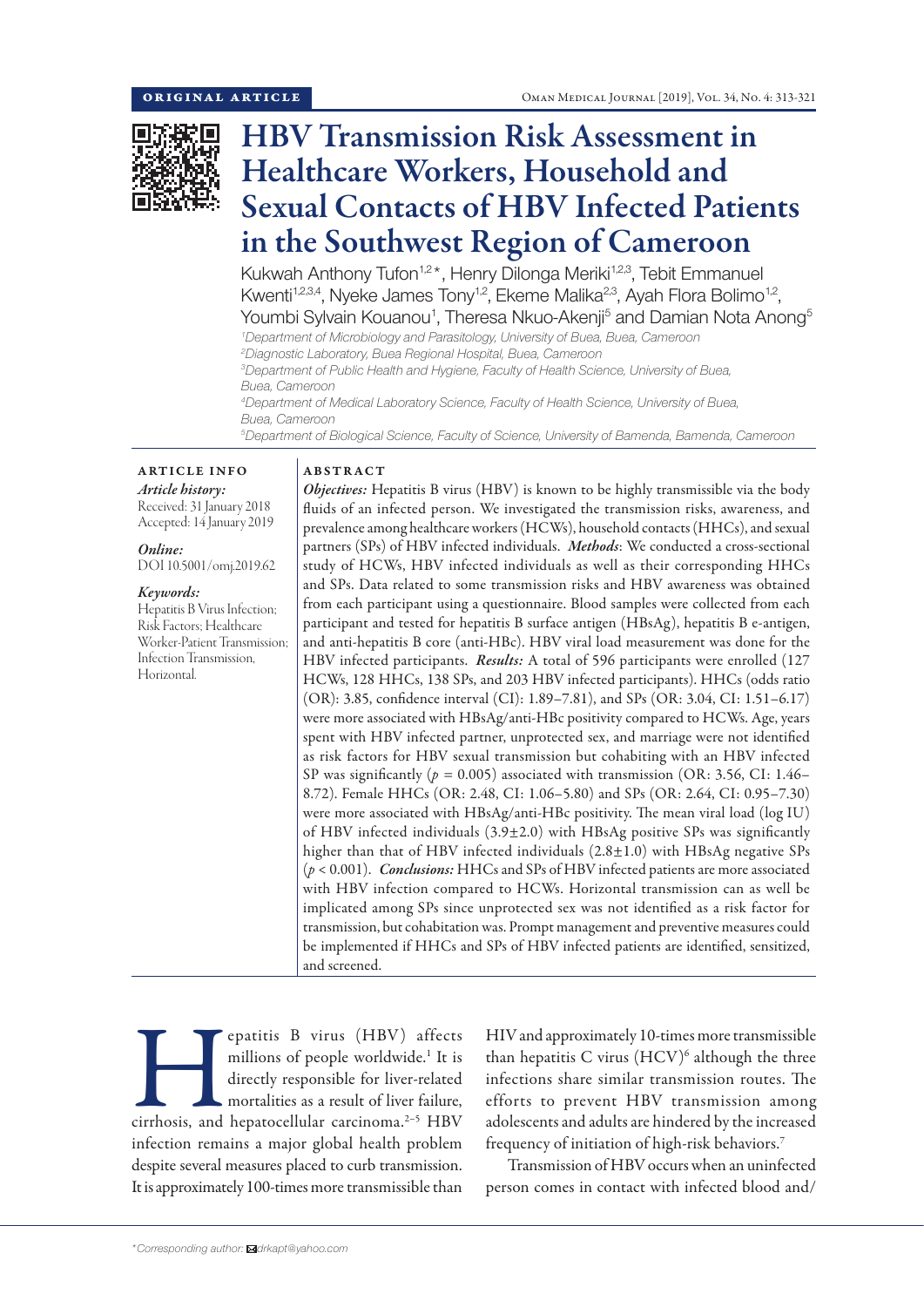ORIGINAL ARTICLE

# HBV Transmission Risk Assessment in Healthcare Workers, Household and Sexual Contacts of HBV Infected Patients in the Southwest Region of Cameroon

Kukwah Anthony Tufon[1,2]*, Henry Dilonga Meriki[1,2,3], Tebit Emmanuel Kwenti[1,2,3,4], Nyeke James Tony[1,2], Ekeme Malika[2,3], Ayah Flora Bolimo[1,2], Youmbi Sylvain Kouanou[1], Theresa Nkuo-Akenji[5] and Damian Nota Anong[5]

[1]Department of Microbiology and Parasitology, University of Buea, Buea, Cameroon
[2]Diagnostic Laboratory, Buea Regional Hospital, Buea, Cameroon
[3]Department of Public Health and Hygiene, Faculty of Health Science, University of Buea, Buea, Cameroon
[4]Department of Medical Laboratory Science, Faculty of Health Science, University of Buea, Buea, Cameroon
[5]Department of Biological Science, Faculty of Science, University of Bamenda, Bamenda, Cameroon

## ARTICLE INFO

*Article history:*
Received: 31 January 2018
Accepted: 14 January 2019

*Online:*
DOI 10.5001/omj.2019.62

*Keywords:*
Hepatitis B Virus Infection; Risk Factors; Healthcare Worker-Patient Transmission; Infection Transmission, Horizontal.

## ABSTRACT

***Objectives:*** Hepatitis B virus (HBV) is known to be highly transmissible via the body fluids of an infected person. We investigated the transmission risks, awareness, and prevalence among healthcare workers (HCWs), household contacts (HHCs), and sexual partners (SPs) of HBV infected individuals. ***Methods***: We conducted a cross-sectional study of HCWs, HBV infected individuals as well as their corresponding HHCs and SPs. Data related to some transmission risks and HBV awareness was obtained from each participant using a questionnaire. Blood samples were collected from each participant and tested for hepatitis B surface antigen (HBsAg), hepatitis B e-antigen, and anti-hepatitis B core (anti-HBc). HBV viral load measurement was done for the HBV infected participants. ***Results:*** A total of 596 participants were enrolled (127 HCWs, 128 HHCs, 138 SPs, and 203 HBV infected participants). HHCs (odds ratio (OR): 3.85, confidence interval (CI): 1.89–7.81), and SPs (OR: 3.04, CI: 1.51–6.17) were more associated with HBsAg/anti-HBc positivity compared to HCWs. Age, years spent with HBV infected partner, unprotected sex, and marriage were not identified as risk factors for HBV sexual transmission but cohabiting with an HBV infected SP was significantly ($p = 0.005$) associated with transmission (OR: 3.56, CI: 1.46–8.72). Female HHCs (OR: 2.48, CI: 1.06–5.80) and SPs (OR: 2.64, CI: 0.95–7.30) were more associated with HBsAg/anti-HBc positivity. The mean viral load (log IU) of HBV infected individuals (3.9±2.0) with HBsAg positive SPs was significantly higher than that of HBV infected individuals (2.8±1.0) with HBsAg negative SPs ($p < 0.001$). ***Conclusions:*** HHCs and SPs of HBV infected patients are more associated with HBV infection compared to HCWs. Horizontal transmission can as well be implicated among SPs since unprotected sex was not identified as a risk factor for transmission, but cohabitation was. Prompt management and preventive measures could be implemented if HHCs and SPs of HBV infected patients are identified, sensitized, and screened.

Hepatitis B virus (HBV) affects millions of people worldwide.[1] It is directly responsible for liver-related mortalities as a result of liver failure, cirrhosis, and hepatocellular carcinoma.[2–5] HBV infection remains a major global health problem despite several measures placed to curb transmission. It is approximately 100-times more transmissible than HIV and approximately 10-times more transmissible than hepatitis C virus (HCV)[6] although the three infections share similar transmission routes. The efforts to prevent HBV transmission among adolescents and adults are hindered by the increased frequency of initiation of high-risk behaviors.[7]

Transmission of HBV occurs when an uninfected person comes in contact with infected blood and/

*Corresponding author: drkapt@yahoo.com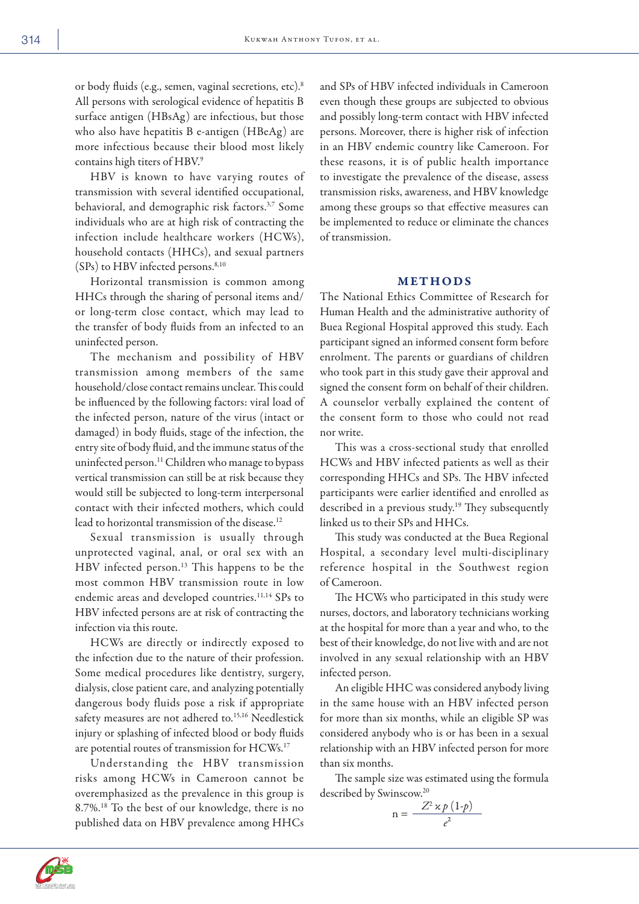or body fluids (e.g., semen, vaginal secretions, etc).[8] All persons with serological evidence of hepatitis B surface antigen (HBsAg) are infectious, but those who also have hepatitis B e-antigen (HBeAg) are more infectious because their blood most likely contains high titers of HBV.[9]

HBV is known to have varying routes of transmission with several identified occupational, behavioral, and demographic risk factors.[3,7] Some individuals who are at high risk of contracting the infection include healthcare workers (HCWs), household contacts (HHCs), and sexual partners (SPs) to HBV infected persons.[8,10]

Horizontal transmission is common among HHCs through the sharing of personal items and/or long-term close contact, which may lead to the transfer of body fluids from an infected to an uninfected person.

The mechanism and possibility of HBV transmission among members of the same household/close contact remains unclear. This could be influenced by the following factors: viral load of the infected person, nature of the virus (intact or damaged) in body fluids, stage of the infection, the entry site of body fluid, and the immune status of the uninfected person.[11] Children who manage to bypass vertical transmission can still be at risk because they would still be subjected to long-term interpersonal contact with their infected mothers, which could lead to horizontal transmission of the disease.[12]

Sexual transmission is usually through unprotected vaginal, anal, or oral sex with an HBV infected person.[13] This happens to be the most common HBV transmission route in low endemic areas and developed countries.[11,14] SPs to HBV infected persons are at risk of contracting the infection via this route.

HCWs are directly or indirectly exposed to the infection due to the nature of their profession. Some medical procedures like dentistry, surgery, dialysis, close patient care, and analyzing potentially dangerous body fluids pose a risk if appropriate safety measures are not adhered to.[15,16] Needlestick injury or splashing of infected blood or body fluids are potential routes of transmission for HCWs.[17]

Understanding the HBV transmission risks among HCWs in Cameroon cannot be overemphasized as the prevalence in this group is 8.7%.[18] To the best of our knowledge, there is no published data on HBV prevalence among HHCs and SPs of HBV infected individuals in Cameroon even though these groups are subjected to obvious and possibly long-term contact with HBV infected persons. Moreover, there is higher risk of infection in an HBV endemic country like Cameroon. For these reasons, it is of public health importance to investigate the prevalence of the disease, assess transmission risks, awareness, and HBV knowledge among these groups so that effective measures can be implemented to reduce or eliminate the chances of transmission.

## METHODS

The National Ethics Committee of Research for Human Health and the administrative authority of Buea Regional Hospital approved this study. Each participant signed an informed consent form before enrolment. The parents or guardians of children who took part in this study gave their approval and signed the consent form on behalf of their children. A counselor verbally explained the content of the consent form to those who could not read nor write.

This was a cross-sectional study that enrolled HCWs and HBV infected patients as well as their corresponding HHCs and SPs. The HBV infected participants were earlier identified and enrolled as described in a previous study.[19] They subsequently linked us to their SPs and HHCs.

This study was conducted at the Buea Regional Hospital, a secondary level multi-disciplinary reference hospital in the Southwest region of Cameroon.

The HCWs who participated in this study were nurses, doctors, and laboratory technicians working at the hospital for more than a year and who, to the best of their knowledge, do not live with and are not involved in any sexual relationship with an HBV infected person.

An eligible HHC was considered anybody living in the same house with an HBV infected person for more than six months, while an eligible SP was considered anybody who is or has been in a sexual relationship with an HBV infected person for more than six months.

The sample size was estimated using the formula described by Swinscow.[20]

$$n = \frac{Z^2 \times p\,(1-p)}{e^2}$$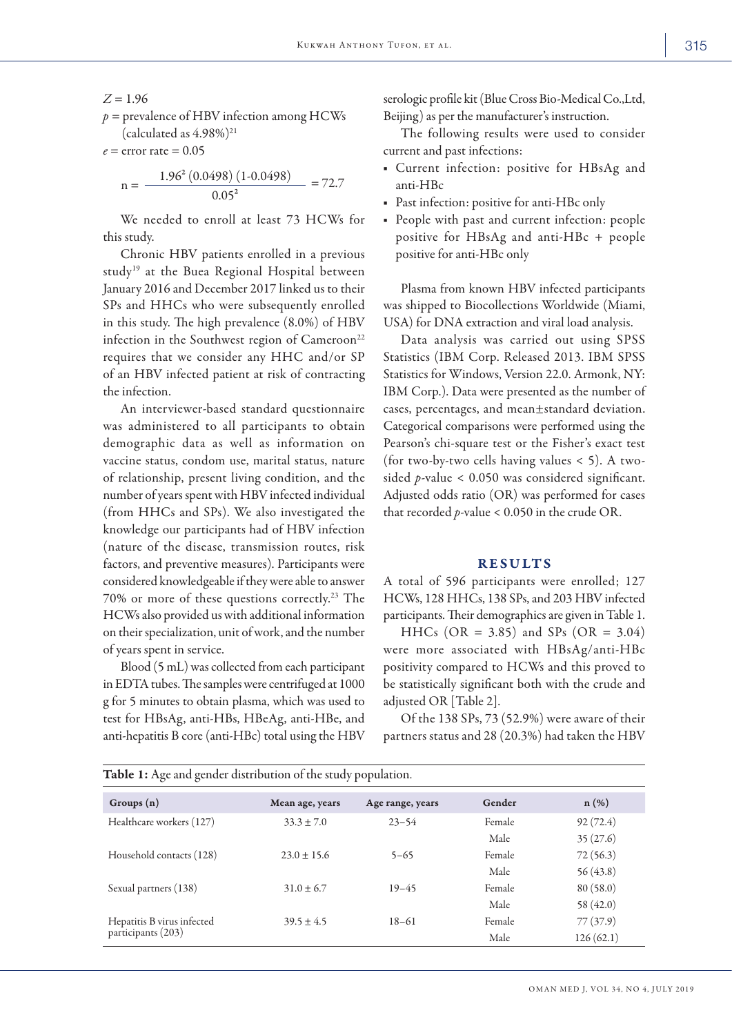$Z = 1.96$

$p$ = prevalence of HBV infection among HCWs (calculated as 4.98%)[21]

$e$ = error rate = 0.05

$$n = \frac{1.96^2 (0.0498)(1\text{-}0.0498)}{0.05^2} = 72.7$$

We needed to enroll at least 73 HCWs for this study.

Chronic HBV patients enrolled in a previous study[19] at the Buea Regional Hospital between January 2016 and December 2017 linked us to their SPs and HHCs who were subsequently enrolled in this study. The high prevalence (8.0%) of HBV infection in the Southwest region of Cameroon[22] requires that we consider any HHC and/or SP of an HBV infected patient at risk of contracting the infection.

An interviewer-based standard questionnaire was administered to all participants to obtain demographic data as well as information on vaccine status, condom use, marital status, nature of relationship, present living condition, and the number of years spent with HBV infected individual (from HHCs and SPs). We also investigated the knowledge our participants had of HBV infection (nature of the disease, transmission routes, risk factors, and preventive measures). Participants were considered knowledgeable if they were able to answer 70% or more of these questions correctly.[23] The HCWs also provided us with additional information on their specialization, unit of work, and the number of years spent in service.

Blood (5 mL) was collected from each participant in EDTA tubes. The samples were centrifuged at 1000 g for 5 minutes to obtain plasma, which was used to test for HBsAg, anti-HBs, HBeAg, anti-HBe, and anti-hepatitis B core (anti-HBc) total using the HBV serologic profile kit (Blue Cross Bio-Medical Co.,Ltd, Beijing) as per the manufacturer's instruction.

The following results were used to consider current and past infections:

- Current infection: positive for HBsAg and anti-HBc
- Past infection: positive for anti-HBc only
- People with past and current infection: people positive for HBsAg and anti-HBc + people positive for anti-HBc only

Plasma from known HBV infected participants was shipped to Biocollections Worldwide (Miami, USA) for DNA extraction and viral load analysis.

Data analysis was carried out using SPSS Statistics (IBM Corp. Released 2013. IBM SPSS Statistics for Windows, Version 22.0. Armonk, NY: IBM Corp.). Data were presented as the number of cases, percentages, and mean±standard deviation. Categorical comparisons were performed using the Pearson's chi-square test or the Fisher's exact test (for two-by-two cells having values < 5). A two-sided $p$-value $< 0.050$ was considered significant. Adjusted odds ratio (OR) was performed for cases that recorded $p$-value $< 0.050$ in the crude OR.

## RESULTS

A total of 596 participants were enrolled; 127 HCWs, 128 HHCs, 138 SPs, and 203 HBV infected participants. Their demographics are given in Table 1.

HHCs (OR = 3.85) and SPs (OR = 3.04) were more associated with HBsAg/anti-HBc positivity compared to HCWs and this proved to be statistically significant both with the crude and adjusted OR [Table 2].

Of the 138 SPs, 73 (52.9%) were aware of their partners status and 28 (20.3%) had taken the HBV

**Table 1:** Age and gender distribution of the study population.

| Groups (n) | Mean age, years | Age range, years | Gender | n (%) |
|---|---|---|---|---|
| Healthcare workers (127) | 33.3 ± 7.0 | 23–54 | Female | 92 (72.4) |
| | | | Male | 35 (27.6) |
| Household contacts (128) | 23.0 ± 15.6 | 5–65 | Female | 72 (56.3) |
| | | | Male | 56 (43.8) |
| Sexual partners (138) | 31.0 ± 6.7 | 19–45 | Female | 80 (58.0) |
| | | | Male | 58 (42.0) |
| Hepatitis B virus infected participants (203) | 39.5 ± 4.5 | 18–61 | Female | 77 (37.9) |
| | | | Male | 126 (62.1) |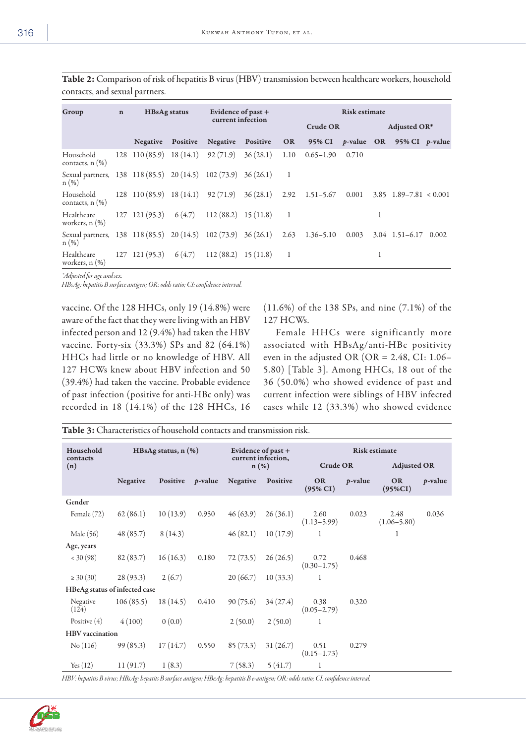**Table 2:** Comparison of risk of hepatitis B virus (HBV) transmission between healthcare workers, household contacts, and sexual partners.

| Group | n | HBsAg status | | Evidence of past + current infection | | Risk estimate | | | | | |
|---|---|---|---|---|---|---|---|---|---|---|---|
| | | | | | | Crude OR | | | Adjusted OR* | | |
| | | Negative | Positive | Negative | Positive | OR | 95% CI | *p*-value | OR | 95% CI | *p*-value |
| Household contacts, n (%) | 128 | 110 (85.9) | 18 (14.1) | 92 (71.9) | 36 (28.1) | 1.10 | 0.65–1.90 | 0.710 | | | |
| Sexual partners, n (%) | 138 | 118 (85.5) | 20 (14.5) | 102 (73.9) | 36 (26.1) | 1 | | | | | |
| Household contacts, n (%) | 128 | 110 (85.9) | 18 (14.1) | 92 (71.9) | 36 (28.1) | 2.92 | 1.51–5.67 | 0.001 | 3.85 | 1.89–7.81 | < 0.001 |
| Healthcare workers, n (%) | 127 | 121 (95.3) | 6 (4.7) | 112 (88.2) | 15 (11.8) | 1 | | | 1 | | |
| Sexual partners, n (%) | 138 | 118 (85.5) | 20 (14.5) | 102 (73.9) | 36 (26.1) | 2.63 | 1.36–5.10 | 0.003 | 3.04 | 1.51–6.17 | 0.002 |
| Healthcare workers, n (%) | 127 | 121 (95.3) | 6 (4.7) | 112 (88.2) | 15 (11.8) | 1 | | | 1 | | |

*Adjusted for age and sex.
HBsAg: hepatitis B surface antigen; OR: odds ratio; CI: confidence interval.

vaccine. Of the 128 HHCs, only 19 (14.8%) were aware of the fact that they were living with an HBV infected person and 12 (9.4%) had taken the HBV vaccine. Forty-six (33.3%) SPs and 82 (64.1%) HHCs had little or no knowledge of HBV. All 127 HCWs knew about HBV infection and 50 (39.4%) had taken the vaccine. Probable evidence of past infection (positive for anti-HBc only) was recorded in 18 (14.1%) of the 128 HHCs, 16 (11.6%) of the 138 SPs, and nine (7.1%) of the 127 HCWs.

Female HHCs were significantly more associated with HBsAg/anti-HBc positivity even in the adjusted OR (OR = 2.48, CI: 1.06–5.80) [Table 3]. Among HHCs, 18 out of the 36 (50.0%) who showed evidence of past and current infection were siblings of HBV infected cases while 12 (33.3%) who showed evidence

**Table 3:** Characteristics of household contacts and transmission risk.

| Household contacts (n) | HBsAg status, n (%) | | | Evidence of past + current infection, n (%) | | Risk estimate | | | |
|---|---|---|---|---|---|---|---|---|---|
| | | | | | | Crude OR | | Adjusted OR | |
| | Negative | Positive | *p*-value | Negative | Positive | OR (95% CI) | *p*-value | OR (95%CI) | *p*-value |
| **Gender** | | | | | | | | | |
| Female (72) | 62 (86.1) | 10 (13.9) | 0.950 | 46 (63.9) | 26 (36.1) | 2.60 (1.13–5.99) | 0.023 | 2.48 (1.06–5.80) | 0.036 |
| Male (56) | 48 (85.7) | 8 (14.3) | | 46 (82.1) | 10 (17.9) | 1 | | 1 | |
| **Age, years** | | | | | | | | | |
| < 30 (98) | 82 (83.7) | 16 (16.3) | 0.180 | 72 (73.5) | 26 (26.5) | 0.72 (0.30–1.75) | 0.468 | | |
| ≥ 30 (30) | 28 (93.3) | 2 (6.7) | | 20 (66.7) | 10 (33.3) | 1 | | | |
| **HBeAg status of infected case** | | | | | | | | | |
| Negative (124) | 106 (85.5) | 18 (14.5) | 0.410 | 90 (75.6) | 34 (27.4) | 0.38 (0.05–2.79) | 0.320 | | |
| Positive (4) | 4 (100) | 0 (0.0) | | 2 (50.0) | 2 (50.0) | 1 | | | |
| **HBV vaccination** | | | | | | | | | |
| No (116) | 99 (85.3) | 17 (14.7) | 0.550 | 85 (73.3) | 31 (26.7) | 0.51 (0.15–1.73) | 0.279 | | |
| Yes (12) | 11 (91.7) | 1 (8.3) | | 7 (58.3) | 5 (41.7) | 1 | | | |

HBV: hepatitis B virus; HBsAg: hepatitis B surface antigen; HBeAg: hepatitis B e-antigen; OR: odds ratio; CI: confidence interval.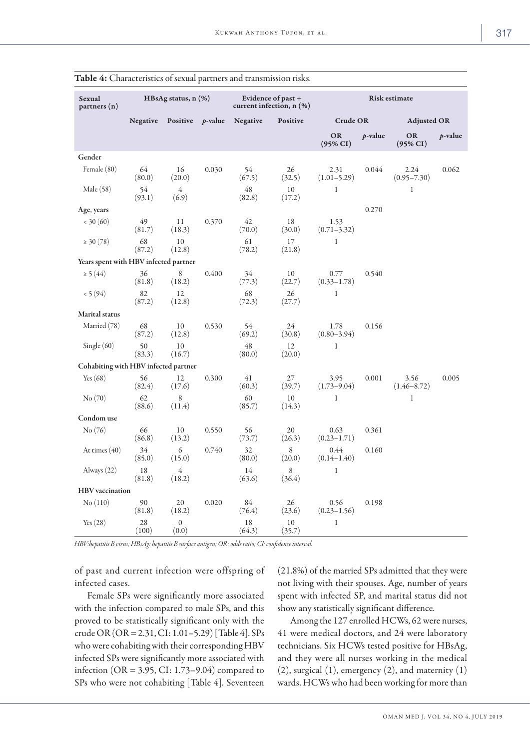**Table 4:** Characteristics of sexual partners and transmission risks.

| Sexual partners (n) | HBsAg status, n (%) | | | Evidence of past + current infection, n (%) | | Risk estimate | | | |
|---|---|---|---|---|---|---|---|---|---|
| | Negative | Positive | *p*-value | Negative | Positive | Crude OR | | Adjusted OR | |
| | | | | | | OR (95% CI) | *p*-value | OR (95% CI) | *p*-value |
| **Gender** | | | | | | | | | |
| Female (80) | 64 (80.0) | 16 (20.0) | 0.030 | 54 (67.5) | 26 (32.5) | 2.31 (1.01–5.29) | 0.044 | 2.24 (0.95–7.30) | 0.062 |
| Male (58) | 54 (93.1) | 4 (6.9) | | 48 (82.8) | 10 (17.2) | 1 | | 1 | |
| **Age, years** | | | | | | | 0.270 | | |
| < 30 (60) | 49 (81.7) | 11 (18.3) | 0.370 | 42 (70.0) | 18 (30.0) | 1.53 (0.71–3.32) | | | |
| ≥ 30 (78) | 68 (87.2) | 10 (12.8) | | 61 (78.2) | 17 (21.8) | 1 | | | |
| **Years spent with HBV infected partner** | | | | | | | | | |
| ≥ 5 (44) | 36 (81.8) | 8 (18.2) | 0.400 | 34 (77.3) | 10 (22.7) | 0.77 (0.33–1.78) | 0.540 | | |
| < 5 (94) | 82 (87.2) | 12 (12.8) | | 68 (72.3) | 26 (27.7) | 1 | | | |
| **Marital status** | | | | | | | | | |
| Married (78) | 68 (87.2) | 10 (12.8) | 0.530 | 54 (69.2) | 24 (30.8) | 1.78 (0.80–3.94) | 0.156 | | |
| Single (60) | 50 (83.3) | 10 (16.7) | | 48 (80.0) | 12 (20.0) | 1 | | | |
| **Cohabiting with HBV infected partner** | | | | | | | | | |
| Yes (68) | 56 (82.4) | 12 (17.6) | 0.300 | 41 (60.3) | 27 (39.7) | 3.95 (1.73–9.04) | 0.001 | 3.56 (1.46–8.72) | 0.005 |
| No (70) | 62 (88.6) | 8 (11.4) | | 60 (85.7) | 10 (14.3) | 1 | | 1 | |
| **Condom use** | | | | | | | | | |
| No (76) | 66 (86.8) | 10 (13.2) | 0.550 | 56 (73.7) | 20 (26.3) | 0.63 (0.23–1.71) | 0.361 | | |
| At times (40) | 34 (85.0) | 6 (15.0) | 0.740 | 32 (80.0) | 8 (20.0) | 0.44 (0.14–1.40) | 0.160 | | |
| Always (22) | 18 (81.8) | 4 (18.2) | | 14 (63.6) | 8 (36.4) | 1 | | | |
| **HBV vaccination** | | | | | | | | | |
| No (110) | 90 (81.8) | 20 (18.2) | 0.020 | 84 (76.4) | 26 (23.6) | 0.56 (0.23–1.56) | 0.198 | | |
| Yes (28) | 28 (100) | 0 (0.0) | | 18 (64.3) | 10 (35.7) | 1 | | | |

*HBV: hepatitis B virus; HBsAg: hepatitis B surface antigen; OR: odds ratio; CI: confidence interval.*

of past and current infection were offspring of infected cases.

Female SPs were significantly more associated with the infection compared to male SPs, and this proved to be statistically significant only with the crude OR (OR = 2.31, CI: 1.01–5.29) [Table 4]. SPs who were cohabiting with their corresponding HBV infected SPs were significantly more associated with infection (OR = 3.95, CI: 1.73–9.04) compared to SPs who were not cohabiting [Table 4]. Seventeen (21.8%) of the married SPs admitted that they were not living with their spouses. Age, number of years spent with infected SP, and marital status did not show any statistically significant difference.

Among the 127 enrolled HCWs, 62 were nurses, 41 were medical doctors, and 24 were laboratory technicians. Six HCWs tested positive for HBsAg, and they were all nurses working in the medical (2), surgical (1), emergency (2), and maternity (1) wards. HCWs who had been working for more than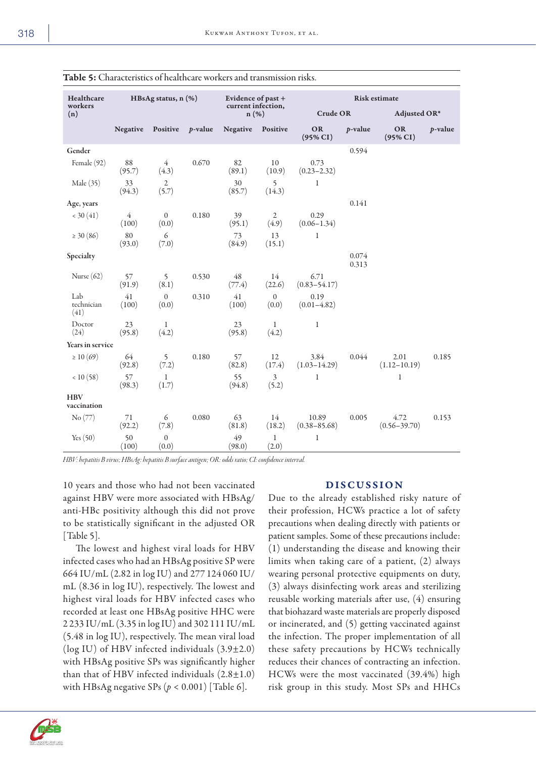**Table 5:** Characteristics of healthcare workers and transmission risks.

| Healthcare workers (n) | HBsAg status, n (%) | | | Evidence of past + current infection, n (%) | | Risk estimate | | | |
|---|---|---|---|---|---|---|---|---|---|
| | | | | | | Crude OR | | Adjusted OR* | |
| | Negative | Positive | *p*-value | Negative | Positive | OR (95% CI) | *p*-value | OR (95% CI) | *p*-value |
| **Gender** | | | | | | | 0.594 | | |
| Female (92) | 88 (95.7) | 4 (4.3) | 0.670 | 82 (89.1) | 10 (10.9) | 0.73 (0.23–2.32) | | | |
| Male (35) | 33 (94.3) | 2 (5.7) | | 30 (85.7) | 5 (14.3) | 1 | | | |
| **Age, years** | | | | | | | 0.141 | | |
| < 30 (41) | 4 (100) | 0 (0.0) | 0.180 | 39 (95.1) | 2 (4.9) | 0.29 (0.06–1.34) | | | |
| ≥ 30 (86) | 80 (93.0) | 6 (7.0) | | 73 (84.9) | 13 (15.1) | 1 | | | |
| **Specialty** | | | | | | | 0.074 0.313 | | |
| Nurse (62) | 57 (91.9) | 5 (8.1) | 0.530 | 48 (77.4) | 14 (22.6) | 6.71 (0.83–54.17) | | | |
| Lab technician (41) | 41 (100) | 0 (0.0) | 0.310 | 41 (100) | 0 (0.0) | 0.19 (0.01–4.82) | | | |
| Doctor (24) | 23 (95.8) | 1 (4.2) | | 23 (95.8) | 1 (4.2) | 1 | | | |
| **Years in service** | | | | | | | | | |
| ≥ 10 (69) | 64 (92.8) | 5 (7.2) | 0.180 | 57 (82.8) | 12 (17.4) | 3.84 (1.03–14.29) | 0.044 | 2.01 (1.12–10.19) | 0.185 |
| < 10 (58) | 57 (98.3) | 1 (1.7) | | 55 (94.8) | 3 (5.2) | 1 | | 1 | |
| **HBV vaccination** | | | | | | | | | |
| No (77) | 71 (92.2) | 6 (7.8) | 0.080 | 63 (81.8) | 14 (18.2) | 10.89 (0.38–85.68) | 0.005 | 4.72 (0.56–39.70) | 0.153 |
| Yes (50) | 50 (100) | 0 (0.0) | | 49 (98.0) | 1 (2.0) | 1 | | | |

*HBV: hepatitis B virus; HBsAg: hepatitis B surface antigen; OR: odds ratio; CI: confidence interval.*

10 years and those who had not been vaccinated against HBV were more associated with HBsAg/anti-HBc positivity although this did not prove to be statistically significant in the adjusted OR [Table 5].

The lowest and highest viral loads for HBV infected cases who had an HBsAg positive SP were 664 IU/mL (2.82 in log IU) and 277 124 060 IU/mL (8.36 in log IU), respectively. The lowest and highest viral loads for HBV infected cases who recorded at least one HBsAg positive HHC were 2 233 IU/mL (3.35 in log IU) and 302 111 IU/mL (5.48 in log IU), respectively. The mean viral load (log IU) of HBV infected individuals (3.9±2.0) with HBsAg positive SPs was significantly higher than that of HBV infected individuals (2.8±1.0) with HBsAg negative SPs ($p < 0.001$) [Table 6].

## DISCUSSION

Due to the already established risky nature of their profession, HCWs practice a lot of safety precautions when dealing directly with patients or patient samples. Some of these precautions include: (1) understanding the disease and knowing their limits when taking care of a patient, (2) always wearing personal protective equipments on duty, (3) always disinfecting work areas and sterilizing reusable working materials after use, (4) ensuring that biohazard waste materials are properly disposed or incinerated, and (5) getting vaccinated against the infection. The proper implementation of all these safety precautions by HCWs technically reduces their chances of contracting an infection. HCWs were the most vaccinated (39.4%) high risk group in this study. Most SPs and HHCs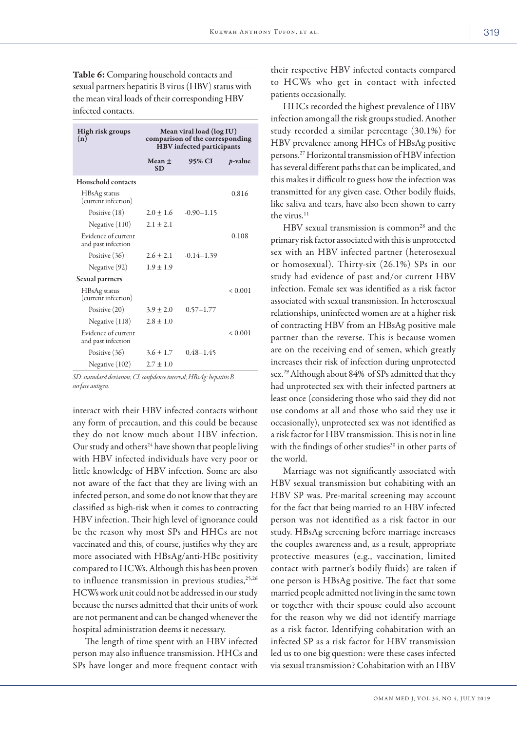**Table 6:** Comparing household contacts and sexual partners hepatitis B virus (HBV) status with the mean viral loads of their corresponding HBV infected contacts.

| High risk groups (n) | Mean viral load (log IU) comparison of the corresponding HBV infected participants | | |
|---|---|---|---|
| | Mean ± SD | 95% CI | p-value |
| **Household contacts** | | | |
| HBsAg status (current infection) | | | 0.816 |
| Positive (18) | 2.0 ± 1.6 | -0.90–1.15 | |
| Negative (110) | 2.1 ± 2.1 | | |
| Evidence of current and past infection | | | 0.108 |
| Positive (36) | 2.6 ± 2.1 | -0.14–1.39 | |
| Negative (92) | 1.9 ± 1.9 | | |
| **Sexual partners** | | | |
| HBsAg status (current infection) | | | < 0.001 |
| Positive (20) | 3.9 ± 2.0 | 0.57–1.77 | |
| Negative (118) | 2.8 ± 1.0 | | |
| Evidence of current and past infection | | | < 0.001 |
| Positive (36) | 3.6 ± 1.7 | 0.48–1.45 | |
| Negative (102) | 2.7 ± 1.0 | | |

*SD: statndard deviation; CI: confidence interval; HBsAg: hepatitis B surface antigen.*

interact with their HBV infected contacts without any form of precaution, and this could be because they do not know much about HBV infection. Our study and others[24] have shown that people living with HBV infected individuals have very poor or little knowledge of HBV infection. Some are also not aware of the fact that they are living with an infected person, and some do not know that they are classified as high-risk when it comes to contracting HBV infection. Their high level of ignorance could be the reason why most SPs and HHCs are not vaccinated and this, of course, justifies why they are more associated with HBsAg/anti-HBc positivity compared to HCWs. Although this has been proven to influence transmission in previous studies,[25,26] HCWs work unit could not be addressed in our study because the nurses admitted that their units of work are not permanent and can be changed whenever the hospital administration deems it necessary.

The length of time spent with an HBV infected person may also influence transmission. HHCs and SPs have longer and more frequent contact with their respective HBV infected contacts compared to HCWs who get in contact with infected patients occasionally.

HHCs recorded the highest prevalence of HBV infection among all the risk groups studied. Another study recorded a similar percentage (30.1%) for HBV prevalence among HHCs of HBsAg positive persons.[27] Horizontal transmission of HBV infection has several different paths that can be implicated, and this makes it difficult to guess how the infection was transmitted for any given case. Other bodily fluids, like saliva and tears, have also been shown to carry the virus.[11]

HBV sexual transmission is common[28] and the primary risk factor associated with this is unprotected sex with an HBV infected partner (heterosexual or homosexual). Thirty-six (26.1%) SPs in our study had evidence of past and/or current HBV infection. Female sex was identified as a risk factor associated with sexual transmission. In heterosexual relationships, uninfected women are at a higher risk of contracting HBV from an HBsAg positive male partner than the reverse. This is because women are on the receiving end of semen, which greatly increases their risk of infection during unprotected sex.[29] Although about 84% of SPs admitted that they had unprotected sex with their infected partners at least once (considering those who said they did not use condoms at all and those who said they use it occasionally), unprotected sex was not identified as a risk factor for HBV transmission. This is not in line with the findings of other studies[30] in other parts of the world.

Marriage was not significantly associated with HBV sexual transmission but cohabiting with an HBV SP was. Pre-marital screening may account for the fact that being married to an HBV infected person was not identified as a risk factor in our study. HBsAg screening before marriage increases the couples awareness and, as a result, appropriate protective measures (e.g., vaccination, limited contact with partner's bodily fluids) are taken if one person is HBsAg positive. The fact that some married people admitted not living in the same town or together with their spouse could also account for the reason why we did not identify marriage as a risk factor. Identifying cohabitation with an infected SP as a risk factor for HBV transmission led us to one big question: were these cases infected via sexual transmission? Cohabitation with an HBV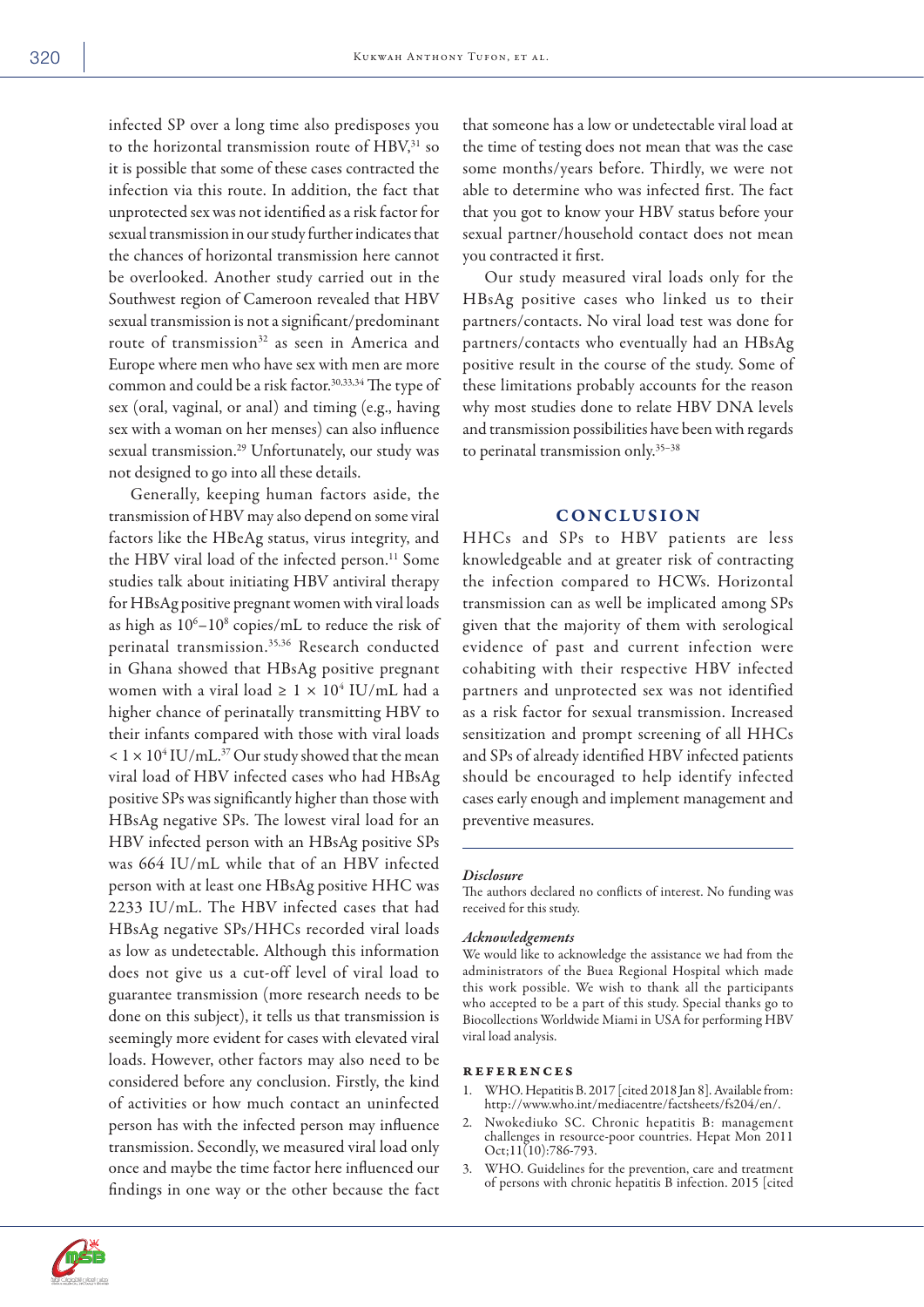infected SP over a long time also predisposes you to the horizontal transmission route of HBV,[31] so it is possible that some of these cases contracted the infection via this route. In addition, the fact that unprotected sex was not identified as a risk factor for sexual transmission in our study further indicates that the chances of horizontal transmission here cannot be overlooked. Another study carried out in the Southwest region of Cameroon revealed that HBV sexual transmission is not a significant/predominant route of transmission[32] as seen in America and Europe where men who have sex with men are more common and could be a risk factor.[30,33,34] The type of sex (oral, vaginal, or anal) and timing (e.g., having sex with a woman on her menses) can also influence sexual transmission.[29] Unfortunately, our study was not designed to go into all these details.

Generally, keeping human factors aside, the transmission of HBV may also depend on some viral factors like the HBeAg status, virus integrity, and the HBV viral load of the infected person.[11] Some studies talk about initiating HBV antiviral therapy for HBsAg positive pregnant women with viral loads as high as $10^6$–$10^8$ copies/mL to reduce the risk of perinatal transmission.[35,36] Research conducted in Ghana showed that HBsAg positive pregnant women with a viral load $\geq 1 \times 10^4$ IU/mL had a higher chance of perinatally transmitting HBV to their infants compared with those with viral loads $< 1 \times 10^4$ IU/mL.[37] Our study showed that the mean viral load of HBV infected cases who had HBsAg positive SPs was significantly higher than those with HBsAg negative SPs. The lowest viral load for an HBV infected person with an HBsAg positive SPs was 664 IU/mL while that of an HBV infected person with at least one HBsAg positive HHC was 2233 IU/mL. The HBV infected cases that had HBsAg negative SPs/HHCs recorded viral loads as low as undetectable. Although this information does not give us a cut-off level of viral load to guarantee transmission (more research needs to be done on this subject), it tells us that transmission is seemingly more evident for cases with elevated viral loads. However, other factors may also need to be considered before any conclusion. Firstly, the kind of activities or how much contact an uninfected person has with the infected person may influence transmission. Secondly, we measured viral load only once and maybe the time factor here influenced our findings in one way or the other because the fact that someone has a low or undetectable viral load at the time of testing does not mean that was the case some months/years before. Thirdly, we were not able to determine who was infected first. The fact that you got to know your HBV status before your sexual partner/household contact does not mean you contracted it first.

Our study measured viral loads only for the HBsAg positive cases who linked us to their partners/contacts. No viral load test was done for partners/contacts who eventually had an HBsAg positive result in the course of the study. Some of these limitations probably accounts for the reason why most studies done to relate HBV DNA levels and transmission possibilities have been with regards to perinatal transmission only.[35–38]

## CONCLUSION

HHCs and SPs to HBV patients are less knowledgeable and at greater risk of contracting the infection compared to HCWs. Horizontal transmission can as well be implicated among SPs given that the majority of them with serological evidence of past and current infection were cohabiting with their respective HBV infected partners and unprotected sex was not identified as a risk factor for sexual transmission. Increased sensitization and prompt screening of all HHCs and SPs of already identified HBV infected patients should be encouraged to help identify infected cases early enough and implement management and preventive measures.

### *Disclosure*

The authors declared no conflicts of interest. No funding was received for this study.

### *Acknowledgements*

We would like to acknowledge the assistance we had from the administrators of the Buea Regional Hospital which made this work possible. We wish to thank all the participants who accepted to be a part of this study. Special thanks go to Biocollections Worldwide Miami in USA for performing HBV viral load analysis.

### REFERENCES

1. WHO. Hepatitis B. 2017 [cited 2018 Jan 8]. Available from: http://www.who.int/mediacentre/factsheets/fs204/en/.
2. Nwokediuko SC. Chronic hepatitis B: management challenges in resource-poor countries. Hepat Mon 2011 Oct;11(10):786-793.
3. WHO. Guidelines for the prevention, care and treatment of persons with chronic hepatitis B infection. 2015 [cited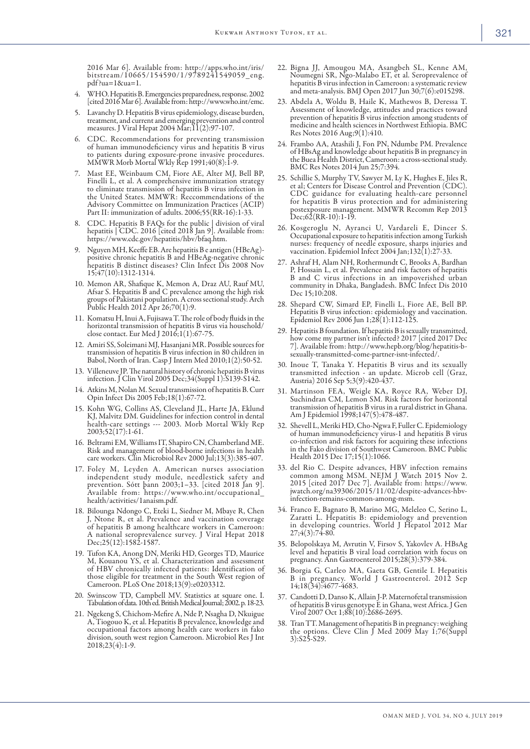2016 Mar 6]. Available from: http://apps.who.int/iris/bitstream/10665/154590/1/9789241549059_eng.pdf?ua=1&ua=1.

4. WHO. Hepatitis B. Emergencies preparedness, response. 2002 [cited 2016 Mar 6]. Available from: http://www.who.int/emc.
5. Lavanchy D. Hepatitis B virus epidemiology, disease burden, treatment, and current and emerging prevention and control measures. J Viral Hepat 2004 Mar;11(2):97-107.
6. CDC. Recommendations for preventing transmission of human immunodeficiency virus and hepatitis B virus to patients during exposure-prone invasive procedures. MMWR Morb Mortal Wkly Rep 1991;40(8):1-9.
7. Mast EE, Weinbaum CM, Fiore AE, Alter MJ, Bell BP, Finelli L, et al. A comprehensive immunization strategy to eliminate transmission of hepatitis B virus infection in the United States. MMWR: Reccommendations of the Advisory Committee on Immunization Practices (ACIP) Part II: immunization of adults. 2006;55(RR-16):1-33.
8. CDC. Hepatitis B FAQs for the public | division of viral hepatitis | CDC. 2016 [cited 2018 Jan 9]. Available from: https://www.cdc.gov/hepatitis/hbv/bfaq.htm.
9. Nguyen MH, Keeffe EB. Are hepatitis B e antigen (HBeAg)-positive chronic hepatitis B and HBeAg-negative chronic hepatitis B distinct diseases? Clin Infect Dis 2008 Nov 15;47(10):1312-1314.
10. Memon AR, Shafique K, Memon A, Draz AU, Rauf MU, Afsar S. Hepatitis B and C prevalence among the high risk groups of Pakistani population. A cross sectional study. Arch Public Health 2012 Apr 26;70(1):9.
11. Komatsu H, Inui A, Fujisawa T. The role of body fluids in the horizontal transmission of hepatitis B virus via household/close contact. Eur Med J 2016;1(1):67-75.
12. Amiri SS, Soleimani MJ, Hasanjani MR. Possible sources for transmission of hepatitis B virus infection in 80 children in Babol, North of Iran. Casp J Intern Med 2010;1(2):50-52.
13. Villeneuve JP. The natural history of chronic hepatitis B virus infection. J Clin Virol 2005 Dec;34(Suppl 1):S139-S142.
14. Atkins M, Nolan M. Sexual transmission of hepatitis B. Curr Opin Infect Dis 2005 Feb;18(1):67-72.
15. Kohn WG, Collins AS, Cleveland JL, Harte JA, Eklund KJ, Malvitz DM. Guidelines for infection control in dental health-care settings --- 2003. Morb Mortal Wkly Rep 2003;52(17):1-61.
16. Beltrami EM, Williams IT, Shapiro CN, Chamberland ME. Risk and management of blood-borne infections in health care workers. Clin Microbiol Rev 2000 Jul;13(3):385-407.
17. Foley M, Leyden A. American nurses association independent study module, needlestick safety and prevention. Sótt þann 2003;1–33. [cited 2018 Jan 9]. Available from: https://www.who.int/occupational_health/activities/1anaism.pdf.
18. Bilounga Ndongo C, Eteki L, Siedner M, Mbaye R, Chen J, Ntone R, et al. Prevalence and vaccination coverage of hepatitis B among healthcare workers in Cameroon: A national seroprevalence survey. J Viral Hepat 2018 Dec;25(12):1582-1587.
19. Tufon KA, Anong DN, Meriki HD, Georges TD, Maurice M, Kouanou YS, et al. Characterization and assessment of HBV chronically infected patients: Identification of those eligible for treatment in the South West region of Cameroon. PLoS One 2018;13(9):e0203312.
20. Swinscow TD, Campbell MV. Statistics at square one. I. Tabulation of data. 10th ed. British Medical Journal; 2002. p. 18-23.
21. Ngekeng S, Chichom-Mefire A, Nde P, Nsagha D, Nkuigue A, Tiogouo K, et al. Hepatitis B prevalence, knowledge and occupational factors among health care workers in fako division, south west region Cameroon. Microbiol Res J Int 2018;23(4):1-9.
22. Bigna JJ, Amougou MA, Asangbeh SL, Kenne AM, Noumegni SR, Ngo-Malabo ET, et al. Seroprevalence of hepatitis B virus infection in Cameroon: a systematic review and meta-analysis. BMJ Open 2017 Jun 30;7(6):e015298.
23. Abdela A, Woldu B, Haile K, Mathewos B, Deressa T. Assessment of knowledge, attitudes and practices toward prevention of hepatitis B virus infection among students of medicine and health sciences in Northwest Ethiopia. BMC Res Notes 2016 Aug;9(1):410.
24. Frambo AA, Atashili J, Fon PN, Ndumbe PM. Prevalence of HBsAg and knowledge about hepatitis B in pregnancy in the Buea Health District, Cameroon: a cross-sectional study. BMC Res Notes 2014 Jun 25;7:394.
25. Schillie S, Murphy TV, Sawyer M, Ly K, Hughes E, Jiles R, et al; Centers for Disease Control and Prevention (CDC). CDC guidance for evaluating health-care personnel for hepatitis B virus protection and for administering postexposure management. MMWR Recomm Rep 2013 Dec;62(RR-10):1-19.
26. Kosgeroglu N, Ayranci U, Vardareli E, Dincer S. Occupational exposure to hepatitis infection among Turkish nurses: frequency of needle exposure, sharps injuries and vaccination. Epidemiol Infect 2004 Jan;132(1):27-33.
27. Ashraf H, Alam NH, Rothermundt C, Brooks A, Bardhan P, Hossain L, et al. Prevalence and risk factors of hepatitis B and C virus infections in an impoverished urban community in Dhaka, Bangladesh. BMC Infect Dis 2010 Dec 15;10:208.
28. Shepard CW, Simard EP, Finelli L, Fiore AE, Bell BP. Hepatitis B virus infection: epidemiology and vaccination. Epidemiol Rev 2006 Jun 1;28(1):112-125.
29. Hepatitis B foundation. If hepatitis B is sexually transmitted, how come my partner isn't infected? 2017 [cited 2017 Dec 7]. Available from: http://www.hepb.org/blog/hepatitis-b-sexually-transmitted-come-partner-isnt-infected/.
30. Inoue T, Tanaka Y. Hepatitis B virus and its sexually transmitted infection - an update. Microb cell (Graz, Austria) 2016 Sep 5;3(9):420-437.
31. Martinson FEA, Weigle KA, Royce RA, Weber DJ, Suchindran CM, Lemon SM. Risk factors for horizontal transmission of hepatitis B virus in a rural district in Ghana. Am J Epidemiol 1998;147(5):478-487.
32. Shevell L, Meriki HD, Cho-Ngwa F, Fuller C. Epidemiology of human immunodeficiency virus-1 and hepatitis B virus co-infection and risk factors for acquiring these infections in the Fako division of Southwest Cameroon. BMC Public Health 2015 Dec 17;15(1):1066.
33. del Rio C. Despite advances, HBV infection remains common among MSM. NEJM J Watch 2015 Nov 2. 2015 [cited 2017 Dec 7]. Available from: https://www.jwatch.org/na39306/2015/11/02/despite-advances-hbv-infection-remains-common-among-msm.
34. Franco E, Bagnato B, Marino MG, Meleleo C, Serino L, Zaratti L. Hepatitis B: epidemiology and prevention in developing countries. World J Hepatol 2012 Mar 27;4(3):74-80.
35. Belopolskaya M, Avrutin V, Firsov S, Yakovlev A. HBsAg level and hepatitis B viral load correlation with focus on pregnancy. Ann Gastroenterol 2015;28(3):379-384.
36. Borgia G, Carleo MA, Gaeta GB, Gentile I. Hepatitis B in pregnancy. World J Gastroenterol. 2012 Sep 14;18(34):4677-4683.
37. Candotti D, Danso K, Allain J-P. Maternofetal transmission of hepatitis B virus genotype E in Ghana, west Africa. J Gen Virol 2007 Oct 1;88(10):2686-2695.
38. Tran TT. Management of hepatitis B in pregnancy: weighing the options. Cleve Clin J Med 2009 May 1;76(Suppl 3):S25-S29.